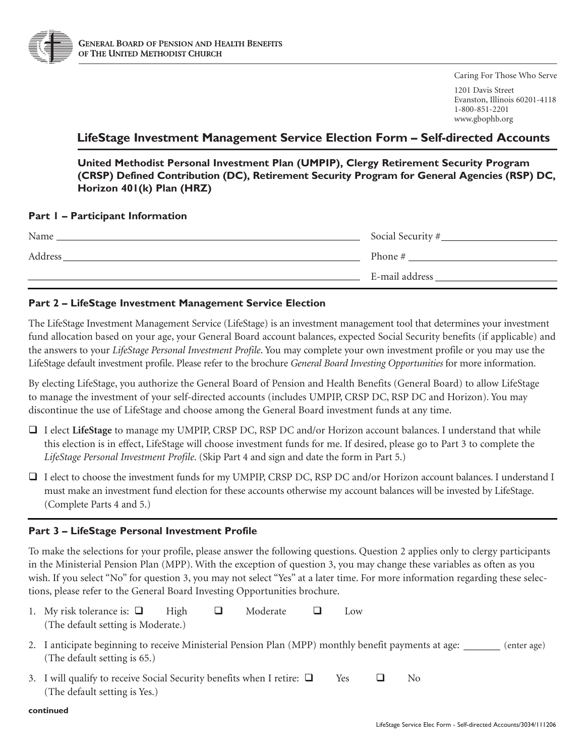**General Board of Pension and Health Benefits of The United Methodist Church**

Caring For Those Who Serve

1201 Davis Street
Evanston, Illinois 60201-4118
1-800-851-2201
www.gbophb.org

# LifeStage Investment Management Service Election Form – Self-directed Accounts

**United Methodist Personal Investment Plan (UMPIP), Clergy Retirement Security Program (CRSP) Defined Contribution (DC), Retirement Security Program for General Agencies (RSP) DC, Horizon 401(k) Plan (HRZ)**

## Part 1 – Participant Information

Name ______________________________ Social Security # ______________________________

Address ______________________________ Phone # ______________________________

______________________________ E-mail address ______________________________

## Part 2 – LifeStage Investment Management Service Election

The LifeStage Investment Management Service (LifeStage) is an investment management tool that determines your investment fund allocation based on your age, your General Board account balances, expected Social Security benefits (if applicable) and the answers to your *LifeStage Personal Investment Profile*. You may complete your own investment profile or you may use the LifeStage default investment profile. Please refer to the brochure *General Board Investing Opportunities* for more information.

By electing LifeStage, you authorize the General Board of Pension and Health Benefits (General Board) to allow LifeStage to manage the investment of your self-directed accounts (includes UMPIP, CRSP DC, RSP DC and Horizon). You may discontinue the use of LifeStage and choose among the General Board investment funds at any time.

- ☐ I elect **LifeStage** to manage my UMPIP, CRSP DC, RSP DC and/or Horizon account balances. I understand that while this election is in effect, LifeStage will choose investment funds for me. If desired, please go to Part 3 to complete the *LifeStage Personal Investment Profile*. (Skip Part 4 and sign and date the form in Part 5.)
- ☐ I elect to choose the investment funds for my UMPIP, CRSP DC, RSP DC and/or Horizon account balances. I understand I must make an investment fund election for these accounts otherwise my account balances will be invested by LifeStage. (Complete Parts 4 and 5.)

## Part 3 – LifeStage Personal Investment Profile

To make the selections for your profile, please answer the following questions. Question 2 applies only to clergy participants in the Ministerial Pension Plan (MPP). With the exception of question 3, you may change these variables as often as you wish. If you select "No" for question 3, you may not select "Yes" at a later time. For more information regarding these selections, please refer to the General Board Investing Opportunities brochure.

1. My risk tolerance is: ☐ High ☐ Moderate ☐ Low
   (The default setting is Moderate.)
2. I anticipate beginning to receive Ministerial Pension Plan (MPP) monthly benefit payments at age: _______ (enter age)
   (The default setting is 65.)
3. I will qualify to receive Social Security benefits when I retire: ☐ Yes ☐ No
   (The default setting is Yes.)

**continued**

LifeStage Service Elec Form - Self-directed Accounts/3034/111206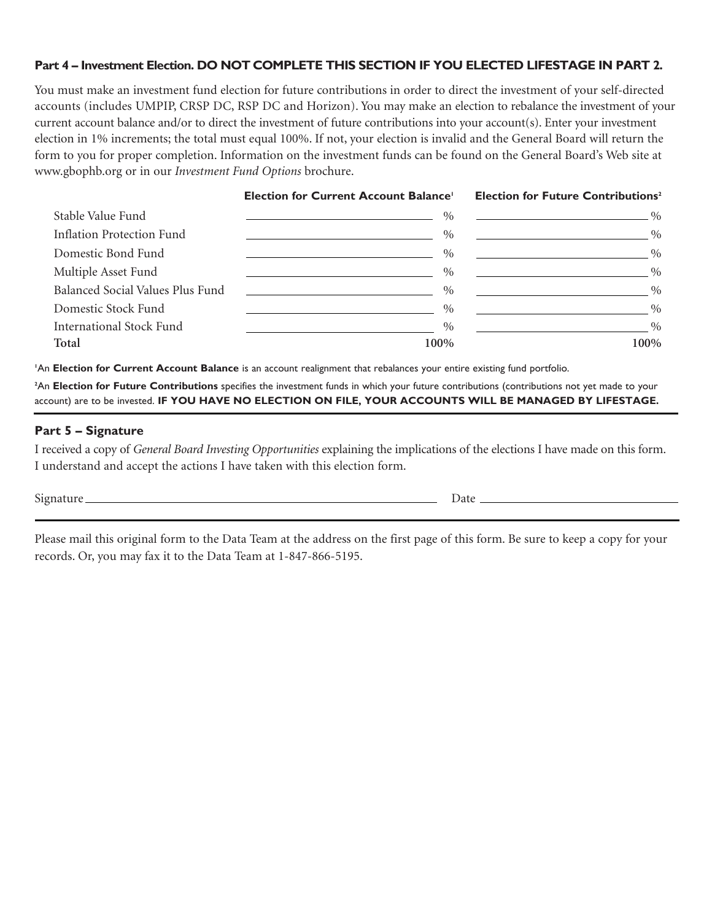**Part 4 – Investment Election. DO NOT COMPLETE THIS SECTION IF YOU ELECTED LIFESTAGE IN PART 2.**

You must make an investment fund election for future contributions in order to direct the investment of your self-directed accounts (includes UMPIP, CRSP DC, RSP DC and Horizon). You may make an election to rebalance the investment of your current account balance and/or to direct the investment of future contributions into your account(s). Enter your investment election in 1% increments; the total must equal 100%. If not, your election is invalid and the General Board will return the form to you for proper completion. Information on the investment funds can be found on the General Board's Web site at www.gbophb.org or in our *Investment Fund Options* brochure.

| | Election for Current Account Balance[1] | Election for Future Contributions[2] |
|---|---|---|
| Stable Value Fund | ______ % | ______ % |
| Inflation Protection Fund | ______ % | ______ % |
| Domestic Bond Fund | ______ % | ______ % |
| Multiple Asset Fund | ______ % | ______ % |
| Balanced Social Values Plus Fund | ______ % | ______ % |
| Domestic Stock Fund | ______ % | ______ % |
| International Stock Fund | ______ % | ______ % |
| **Total** | **100%** | **100%** |

[1]An **Election for Current Account Balance** is an account realignment that rebalances your entire existing fund portfolio.

[2]An **Election for Future Contributions** specifies the investment funds in which your future contributions (contributions not yet made to your account) are to be invested. **IF YOU HAVE NO ELECTION ON FILE, YOUR ACCOUNTS WILL BE MANAGED BY LIFESTAGE.**

**Part 5 – Signature**

I received a copy of *General Board Investing Opportunities* explaining the implications of the elections I have made on this form. I understand and accept the actions I have taken with this election form.

Signature ______________________________ Date ______________________

Please mail this original form to the Data Team at the address on the first page of this form. Be sure to keep a copy for your records. Or, you may fax it to the Data Team at 1-847-866-5195.